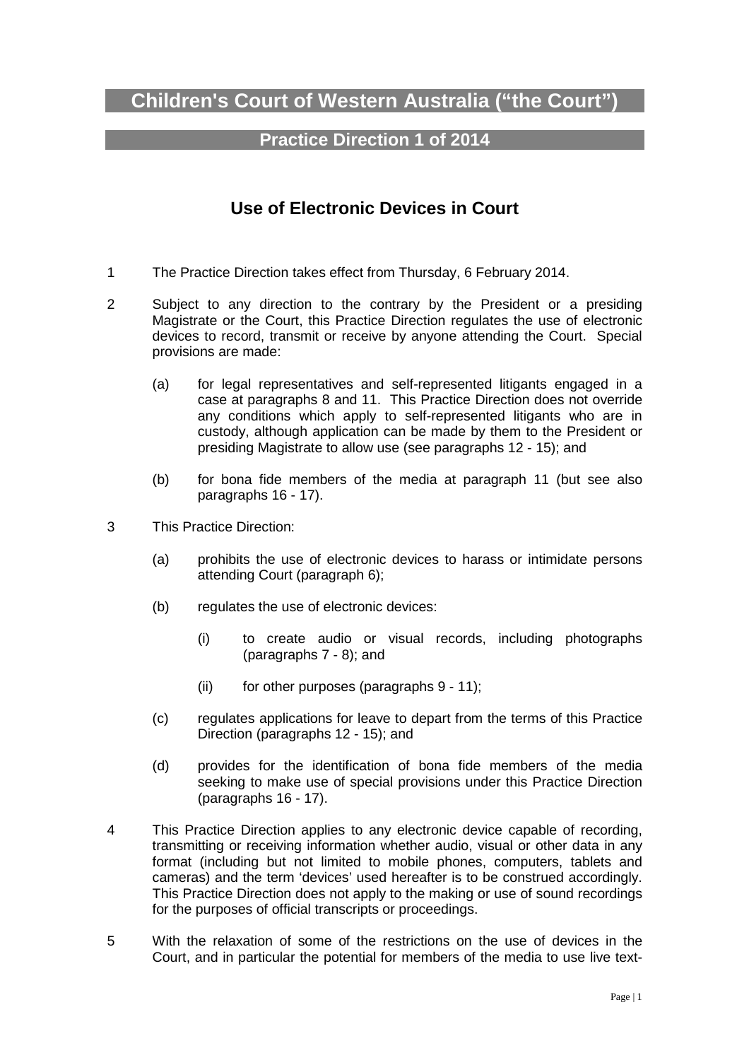# Children's Court of Western Australia ("the Court")

## Practice Direction 1 of 2014

## Use of Electronic Devices in Court

1 The Practice Direction takes effect from Thursday, 6 February 2014.

2 Subject to any direction to the contrary by the President or a presiding Magistrate or the Court, this Practice Direction regulates the use of electronic devices to record, transmit or receive by anyone attending the Court. Special provisions are made:

(a) for legal representatives and self-represented litigants engaged in a case at paragraphs 8 and 11. This Practice Direction does not override any conditions which apply to self-represented litigants who are in custody, although application can be made by them to the President or presiding Magistrate to allow use (see paragraphs 12 - 15); and

(b) for bona fide members of the media at paragraph 11 (but see also paragraphs 16 - 17).

3 This Practice Direction:

(a) prohibits the use of electronic devices to harass or intimidate persons attending Court (paragraph 6);

(b) regulates the use of electronic devices:

(i) to create audio or visual records, including photographs (paragraphs 7 - 8); and

(ii) for other purposes (paragraphs 9 - 11);

(c) regulates applications for leave to depart from the terms of this Practice Direction (paragraphs 12 - 15); and

(d) provides for the identification of bona fide members of the media seeking to make use of special provisions under this Practice Direction (paragraphs 16 - 17).

4 This Practice Direction applies to any electronic device capable of recording, transmitting or receiving information whether audio, visual or other data in any format (including but not limited to mobile phones, computers, tablets and cameras) and the term 'devices' used hereafter is to be construed accordingly. This Practice Direction does not apply to the making or use of sound recordings for the purposes of official transcripts or proceedings.

5 With the relaxation of some of the restrictions on the use of devices in the Court, and in particular the potential for members of the media to use live text-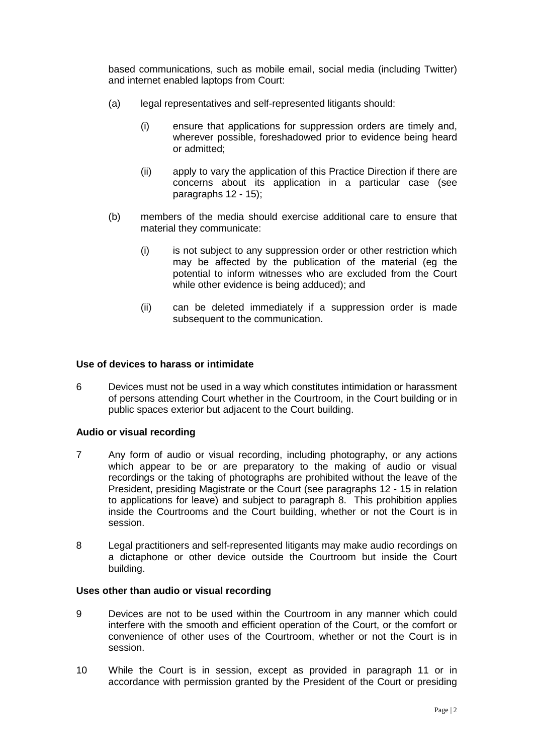based communications, such as mobile email, social media (including Twitter) and internet enabled laptops from Court:

(a) legal representatives and self-represented litigants should:

  (i) ensure that applications for suppression orders are timely and, wherever possible, foreshadowed prior to evidence being heard or admitted;

  (ii) apply to vary the application of this Practice Direction if there are concerns about its application in a particular case (see paragraphs 12 - 15);

(b) members of the media should exercise additional care to ensure that material they communicate:

  (i) is not subject to any suppression order or other restriction which may be affected by the publication of the material (eg the potential to inform witnesses who are excluded from the Court while other evidence is being adduced); and

  (ii) can be deleted immediately if a suppression order is made subsequent to the communication.

**Use of devices to harass or intimidate**

6 Devices must not be used in a way which constitutes intimidation or harassment of persons attending Court whether in the Courtroom, in the Court building or in public spaces exterior but adjacent to the Court building.

**Audio or visual recording**

7 Any form of audio or visual recording, including photography, or any actions which appear to be or are preparatory to the making of audio or visual recordings or the taking of photographs are prohibited without the leave of the President, presiding Magistrate or the Court (see paragraphs 12 - 15 in relation to applications for leave) and subject to paragraph 8. This prohibition applies inside the Courtrooms and the Court building, whether or not the Court is in session.

8 Legal practitioners and self-represented litigants may make audio recordings on a dictaphone or other device outside the Courtroom but inside the Court building.

**Uses other than audio or visual recording**

9 Devices are not to be used within the Courtroom in any manner which could interfere with the smooth and efficient operation of the Court, or the comfort or convenience of other uses of the Courtroom, whether or not the Court is in session.

10 While the Court is in session, except as provided in paragraph 11 or in accordance with permission granted by the President of the Court or presiding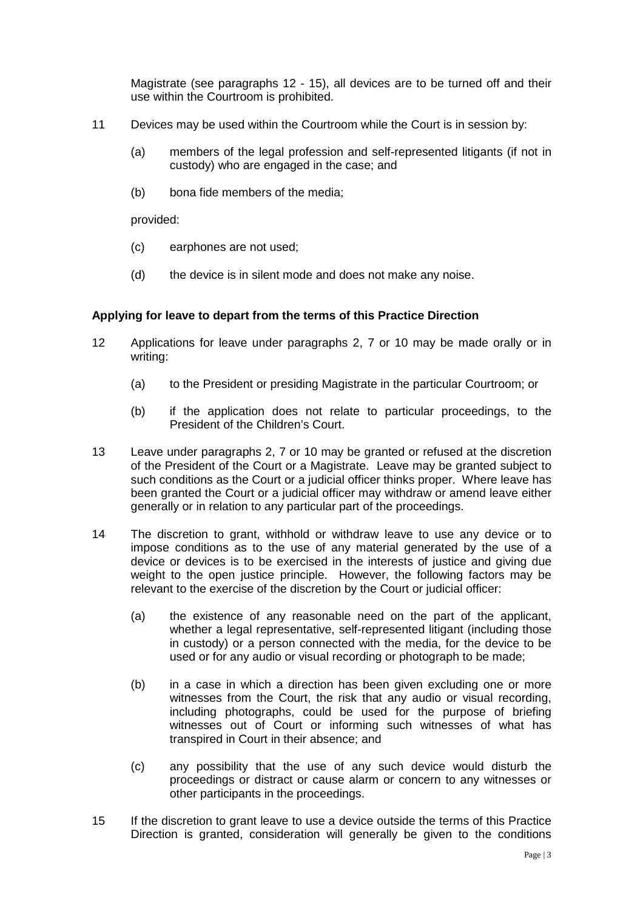Magistrate (see paragraphs 12 - 15), all devices are to be turned off and their use within the Courtroom is prohibited.

11 Devices may be used within the Courtroom while the Court is in session by:

(a) members of the legal profession and self-represented litigants (if not in custody) who are engaged in the case; and

(b) bona fide members of the media;

provided:

(c) earphones are not used;

(d) the device is in silent mode and does not make any noise.

**Applying for leave to depart from the terms of this Practice Direction**

12 Applications for leave under paragraphs 2, 7 or 10 may be made orally or in writing:

(a) to the President or presiding Magistrate in the particular Courtroom; or

(b) if the application does not relate to particular proceedings, to the President of the Children's Court.

13 Leave under paragraphs 2, 7 or 10 may be granted or refused at the discretion of the President of the Court or a Magistrate. Leave may be granted subject to such conditions as the Court or a judicial officer thinks proper. Where leave has been granted the Court or a judicial officer may withdraw or amend leave either generally or in relation to any particular part of the proceedings.

14 The discretion to grant, withhold or withdraw leave to use any device or to impose conditions as to the use of any material generated by the use of a device or devices is to be exercised in the interests of justice and giving due weight to the open justice principle. However, the following factors may be relevant to the exercise of the discretion by the Court or judicial officer:

(a) the existence of any reasonable need on the part of the applicant, whether a legal representative, self-represented litigant (including those in custody) or a person connected with the media, for the device to be used or for any audio or visual recording or photograph to be made;

(b) in a case in which a direction has been given excluding one or more witnesses from the Court, the risk that any audio or visual recording, including photographs, could be used for the purpose of briefing witnesses out of Court or informing such witnesses of what has transpired in Court in their absence; and

(c) any possibility that the use of any such device would disturb the proceedings or distract or cause alarm or concern to any witnesses or other participants in the proceedings.

15 If the discretion to grant leave to use a device outside the terms of this Practice Direction is granted, consideration will generally be given to the conditions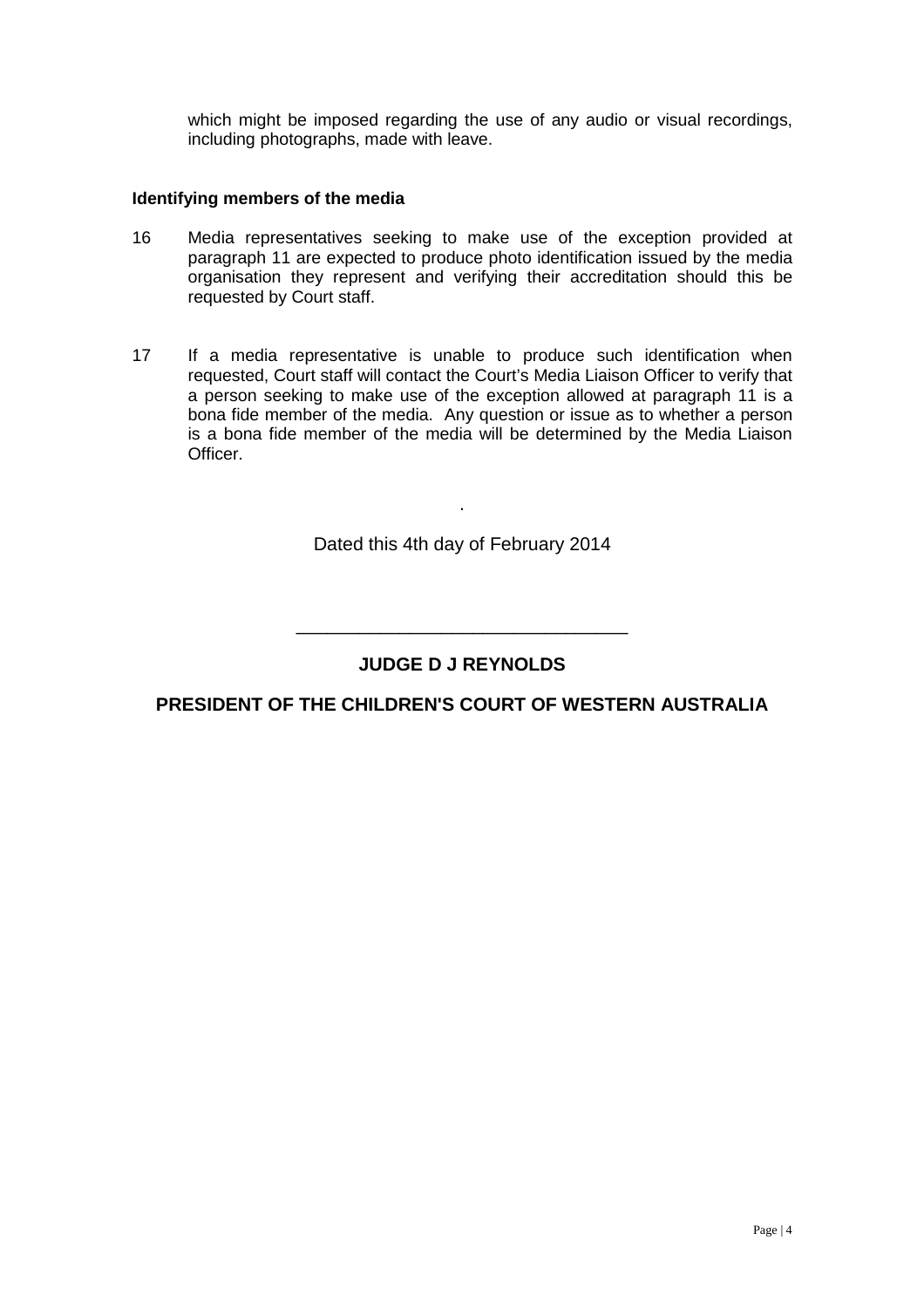which might be imposed regarding the use of any audio or visual recordings, including photographs, made with leave.

**Identifying members of the media**

16 Media representatives seeking to make use of the exception provided at paragraph 11 are expected to produce photo identification issued by the media organisation they represent and verifying their accreditation should this be requested by Court staff.

17 If a media representative is unable to produce such identification when requested, Court staff will contact the Court's Media Liaison Officer to verify that a person seeking to make use of the exception allowed at paragraph 11 is a bona fide member of the media. Any question or issue as to whether a person is a bona fide member of the media will be determined by the Media Liaison Officer.

.

Dated this 4th day of February 2014

\_\_\_\_\_\_\_\_\_\_\_\_\_\_\_\_\_\_\_\_\_\_\_\_\_\_\_\_\_\_\_\_\_\_

**JUDGE D J REYNOLDS**

**PRESIDENT OF THE CHILDREN'S COURT OF WESTERN AUSTRALIA**